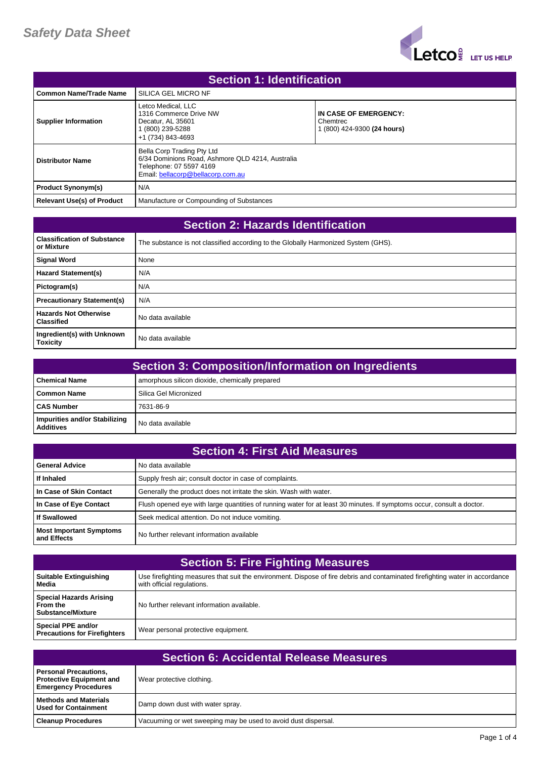# Safety Data Sheet

Letco MED LET US HELP

## Section 1: Identification

| | | |
|---|---|---|
| **Common Name/Trade Name** | SILICA GEL MICRO NF | |
| **Supplier Information** | Letco Medical, LLC<br>1316 Commerce Drive NW<br>Decatur, AL 35601<br>1 (800) 239-5288<br>+1 (734) 843-4693 | **IN CASE OF EMERGENCY:**<br>Chemtrec<br>1 (800) 424-9300 **(24 hours)** |
| **Distributor Name** | Bella Corp Trading Pty Ltd<br>6/34 Dominions Road, Ashmore QLD 4214, Australia<br>Telephone: 07 5597 4169<br>Email: bellacorp@bellacorp.com.au | |
| **Product Synonym(s)** | N/A | |
| **Relevant Use(s) of Product** | Manufacture or Compounding of Substances | |

## Section 2: Hazards Identification

| | |
|---|---|
| **Classification of Substance or Mixture** | The substance is not classified according to the Globally Harmonized System (GHS). |
| **Signal Word** | None |
| **Hazard Statement(s)** | N/A |
| **Pictogram(s)** | N/A |
| **Precautionary Statement(s)** | N/A |
| **Hazards Not Otherwise Classified** | No data available |
| **Ingredient(s) with Unknown Toxicity** | No data available |

## Section 3: Composition/Information on Ingredients

| | |
|---|---|
| **Chemical Name** | amorphous silicon dioxide, chemically prepared |
| **Common Name** | Silica Gel Micronized |
| **CAS Number** | 7631-86-9 |
| **Impurities and/or Stabilizing Additives** | No data available |

## Section 4: First Aid Measures

| | |
|---|---|
| **General Advice** | No data available |
| **If Inhaled** | Supply fresh air; consult doctor in case of complaints. |
| **In Case of Skin Contact** | Generally the product does not irritate the skin. Wash with water. |
| **In Case of Eye Contact** | Flush opened eye with large quantities of running water for at least 30 minutes. If symptoms occur, consult a doctor. |
| **If Swallowed** | Seek medical attention. Do not induce vomiting. |
| **Most Important Symptoms and Effects** | No further relevant information available |

## Section 5: Fire Fighting Measures

| | |
|---|---|
| **Suitable Extinguishing Media** | Use firefighting measures that suit the environment. Dispose of fire debris and contaminated firefighting water in accordance with official regulations. |
| **Special Hazards Arising From the Substance/Mixture** | No further relevant information available. |
| **Special PPE and/or Precautions for Firefighters** | Wear personal protective equipment. |

## Section 6: Accidental Release Measures

| | |
|---|---|
| **Personal Precautions, Protective Equipment and Emergency Procedures** | Wear protective clothing. |
| **Methods and Materials Used for Containment** | Damp down dust with water spray. |
| **Cleanup Procedures** | Vacuuming or wet sweeping may be used to avoid dust dispersal. |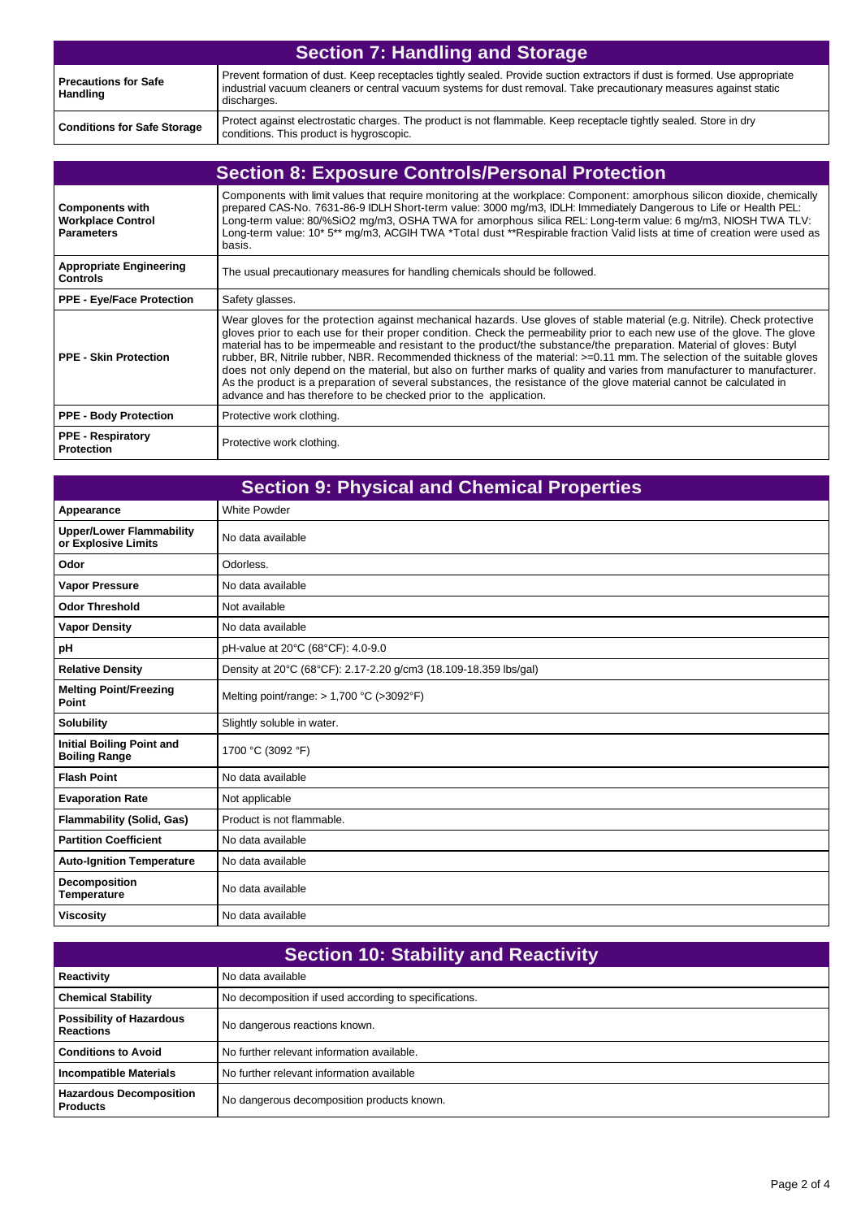## Section 7: Handling and Storage

| | |
|---|---|
| **Precautions for Safe Handling** | Prevent formation of dust. Keep receptacles tightly sealed. Provide suction extractors if dust is formed. Use appropriate industrial vacuum cleaners or central vacuum systems for dust removal. Take precautionary measures against static discharges. |
| **Conditions for Safe Storage** | Protect against electrostatic charges. The product is not flammable. Keep receptacle tightly sealed. Store in dry conditions. This product is hygroscopic. |

## Section 8: Exposure Controls/Personal Protection

| | |
|---|---|
| **Components with Workplace Control Parameters** | Components with limit values that require monitoring at the workplace: Component: amorphous silicon dioxide, chemically prepared CAS-No. 7631-86-9 IDLH Short-term value: 3000 mg/m3, IDLH: Immediately Dangerous to Life or Health PEL: Long-term value: 80/%SiO2 mg/m3, OSHA TWA for amorphous silica REL: Long-term value: 6 mg/m3, NIOSH TWA TLV: Long-term value: 10* 5** mg/m3, ACGIH TWA *Total dust **Respirable fraction Valid lists at time of creation were used as basis. |
| **Appropriate Engineering Controls** | The usual precautionary measures for handling chemicals should be followed. |
| **PPE - Eye/Face Protection** | Safety glasses. |
| **PPE - Skin Protection** | Wear gloves for the protection against mechanical hazards. Use gloves of stable material (e.g. Nitrile). Check protective gloves prior to each use for their proper condition. Check the permeability prior to each new use of the glove. The glove material has to be impermeable and resistant to the product/the substance/the preparation. Material of gloves: Butyl rubber, BR, Nitrile rubber, NBR. Recommended thickness of the material: >=0.11 mm. The selection of the suitable gloves does not only depend on the material, but also on further marks of quality and varies from manufacturer to manufacturer. As the product is a preparation of several substances, the resistance of the glove material cannot be calculated in advance and has therefore to be checked prior to the application. |
| **PPE - Body Protection** | Protective work clothing. |
| **PPE - Respiratory Protection** | Protective work clothing. |

## Section 9: Physical and Chemical Properties

| | |
|---|---|
| **Appearance** | White Powder |
| **Upper/Lower Flammability or Explosive Limits** | No data available |
| **Odor** | Odorless. |
| **Vapor Pressure** | No data available |
| **Odor Threshold** | Not available |
| **Vapor Density** | No data available |
| **pH** | pH-value at 20°C (68°CF): 4.0-9.0 |
| **Relative Density** | Density at 20°C (68°CF): 2.17-2.20 g/cm3 (18.109-18.359 lbs/gal) |
| **Melting Point/Freezing Point** | Melting point/range: > 1,700 °C (>3092°F) |
| **Solubility** | Slightly soluble in water. |
| **Initial Boiling Point and Boiling Range** | 1700 °C (3092 °F) |
| **Flash Point** | No data available |
| **Evaporation Rate** | Not applicable |
| **Flammability (Solid, Gas)** | Product is not flammable. |
| **Partition Coefficient** | No data available |
| **Auto-Ignition Temperature** | No data available |
| **Decomposition Temperature** | No data available |
| **Viscosity** | No data available |

## Section 10: Stability and Reactivity

| | |
|---|---|
| **Reactivity** | No data available |
| **Chemical Stability** | No decomposition if used according to specifications. |
| **Possibility of Hazardous Reactions** | No dangerous reactions known. |
| **Conditions to Avoid** | No further relevant information available. |
| **Incompatible Materials** | No further relevant information available |
| **Hazardous Decomposition Products** | No dangerous decomposition products known. |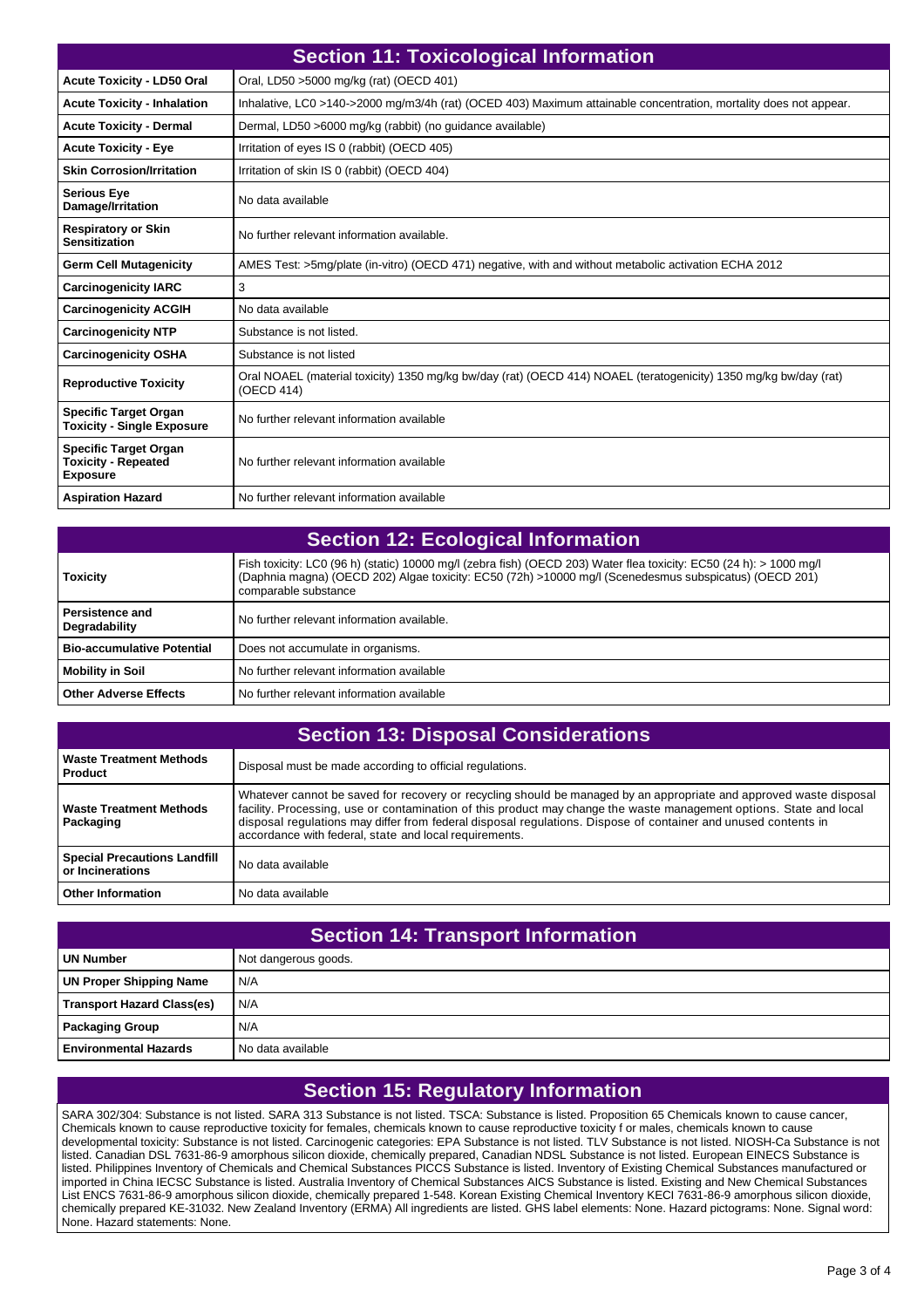## Section 11: Toxicological Information

| | |
|---|---|
| **Acute Toxicity - LD50 Oral** | Oral, LD50 >5000 mg/kg (rat) (OECD 401) |
| **Acute Toxicity - Inhalation** | Inhalative, LC0 >140->2000 mg/m3/4h (rat) (OCED 403) Maximum attainable concentration, mortality does not appear. |
| **Acute Toxicity - Dermal** | Dermal, LD50 >6000 mg/kg (rabbit) (no guidance available) |
| **Acute Toxicity - Eye** | Irritation of eyes IS 0 (rabbit) (OECD 405) |
| **Skin Corrosion/Irritation** | Irritation of skin IS 0 (rabbit) (OECD 404) |
| **Serious Eye Damage/Irritation** | No data available |
| **Respiratory or Skin Sensitization** | No further relevant information available. |
| **Germ Cell Mutagenicity** | AMES Test: >5mg/plate (in-vitro) (OECD 471) negative, with and without metabolic activation ECHA 2012 |
| **Carcinogenicity IARC** | 3 |
| **Carcinogenicity ACGIH** | No data available |
| **Carcinogenicity NTP** | Substance is not listed. |
| **Carcinogenicity OSHA** | Substance is not listed |
| **Reproductive Toxicity** | Oral NOAEL (material toxicity) 1350 mg/kg bw/day (rat) (OECD 414) NOAEL (teratogenicity) 1350 mg/kg bw/day (rat) (OECD 414) |
| **Specific Target Organ Toxicity - Single Exposure** | No further relevant information available |
| **Specific Target Organ Toxicity - Repeated Exposure** | No further relevant information available |
| **Aspiration Hazard** | No further relevant information available |

## Section 12: Ecological Information

| | |
|---|---|
| **Toxicity** | Fish toxicity: LC0 (96 h) (static) 10000 mg/l (zebra fish) (OECD 203) Water flea toxicity: EC50 (24 h): > 1000 mg/l (Daphnia magna) (OECD 202) Algae toxicity: EC50 (72h) >10000 mg/l (Scenedesmus subspicatus) (OECD 201) comparable substance |
| **Persistence and Degradability** | No further relevant information available. |
| **Bio-accumulative Potential** | Does not accumulate in organisms. |
| **Mobility in Soil** | No further relevant information available |
| **Other Adverse Effects** | No further relevant information available |

## Section 13: Disposal Considerations

| | |
|---|---|
| **Waste Treatment Methods Product** | Disposal must be made according to official regulations. |
| **Waste Treatment Methods Packaging** | Whatever cannot be saved for recovery or recycling should be managed by an appropriate and approved waste disposal facility. Processing, use or contamination of this product may change the waste management options. State and local disposal regulations may differ from federal disposal regulations. Dispose of container and unused contents in accordance with federal, state and local requirements. |
| **Special Precautions Landfill or Incinerations** | No data available |
| **Other Information** | No data available |

## Section 14: Transport Information

| | |
|---|---|
| **UN Number** | Not dangerous goods. |
| **UN Proper Shipping Name** | N/A |
| **Transport Hazard Class(es)** | N/A |
| **Packaging Group** | N/A |
| **Environmental Hazards** | No data available |

## Section 15: Regulatory Information

SARA 302/304: Substance is not listed. SARA 313 Substance is not listed. TSCA: Substance is listed. Proposition 65 Chemicals known to cause cancer, Chemicals known to cause reproductive toxicity for females, chemicals known to cause reproductive toxicity f or males, chemicals known to cause developmental toxicity: Substance is not listed. Carcinogenic categories: EPA Substance is not listed. TLV Substance is not listed. NIOSH-Ca Substance is not listed. Canadian DSL 7631-86-9 amorphous silicon dioxide, chemically prepared, Canadian NDSL Substance is not listed. European EINECS Substance is listed. Philippines Inventory of Chemicals and Chemical Substances PICCS Substance is listed. Inventory of Existing Chemical Substances manufactured or imported in China IECSC Substance is listed. Australia Inventory of Chemical Substances AICS Substance is listed. Existing and New Chemical Substances List ENCS 7631-86-9 amorphous silicon dioxide, chemically prepared 1-548. Korean Existing Chemical Inventory KECI 7631-86-9 amorphous silicon dioxide, chemically prepared KE-31032. New Zealand Inventory (ERMA) All ingredients are listed. GHS label elements: None. Hazard pictograms: None. Signal word: None. Hazard statements: None.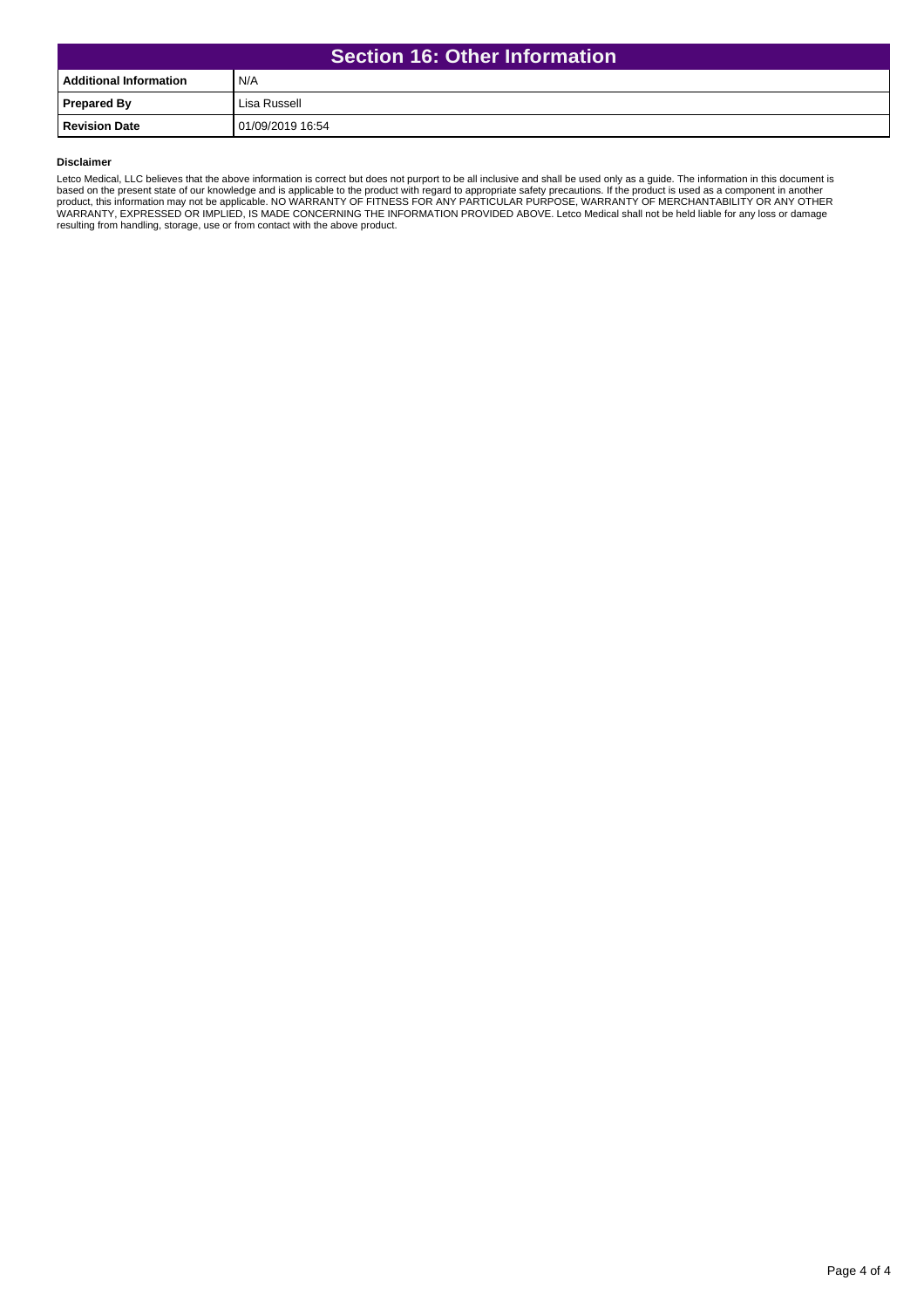## Section 16: Other Information

| | |
|---|---|
| **Additional Information** | N/A |
| **Prepared By** | Lisa Russell |
| **Revision Date** | 01/09/2019 16:54 |

**Disclaimer**

Letco Medical, LLC believes that the above information is correct but does not purport to be all inclusive and shall be used only as a guide. The information in this document is based on the present state of our knowledge and is applicable to the product with regard to appropriate safety precautions. If the product is used as a component in another product, this information may not be applicable. NO WARRANTY OF FITNESS FOR ANY PARTICULAR PURPOSE, WARRANTY OF MERCHANTABILITY OR ANY OTHER WARRANTY, EXPRESSED OR IMPLIED, IS MADE CONCERNING THE INFORMATION PROVIDED ABOVE. Letco Medical shall not be held liable for any loss or damage resulting from handling, storage, use or from contact with the above product.